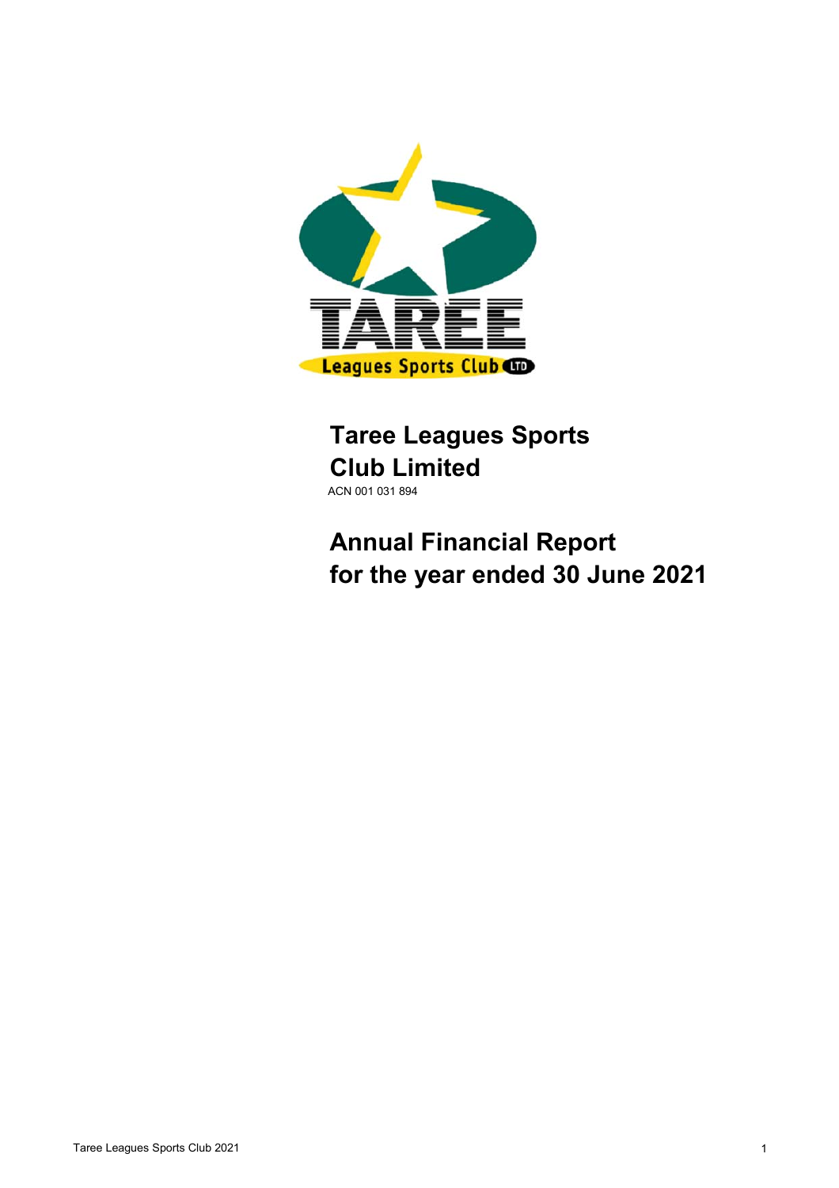# Taree Leagues Sports Club Limited

ACN 001 031 894

# Annual Financial Report for the year ended 30 June 2021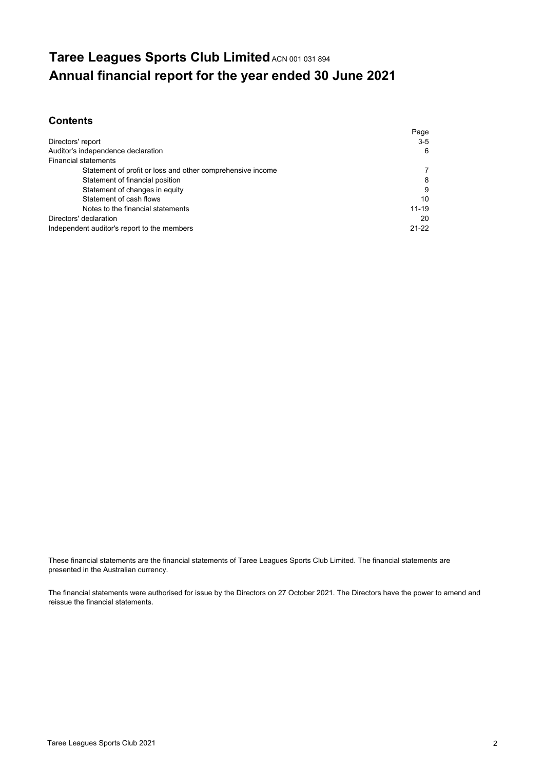# Taree Leagues Sports Club Limited ACN 001 031 894
# Annual financial report for the year ended 30 June 2021

## Contents

| | Page |
|---|---|
| Directors' report | 3-5 |
| Auditor's independence declaration | 6 |
| Financial statements | |
| Statement of profit or loss and other comprehensive income | 7 |
| Statement of financial position | 8 |
| Statement of changes in equity | 9 |
| Statement of cash flows | 10 |
| Notes to the financial statements | 11-19 |
| Directors' declaration | 20 |
| Independent auditor's report to the members | 21-22 |

These financial statements are the financial statements of Taree Leagues Sports Club Limited. The financial statements are presented in the Australian currency.

The financial statements were authorised for issue by the Directors on 27 October 2021. The Directors have the power to amend and reissue the financial statements.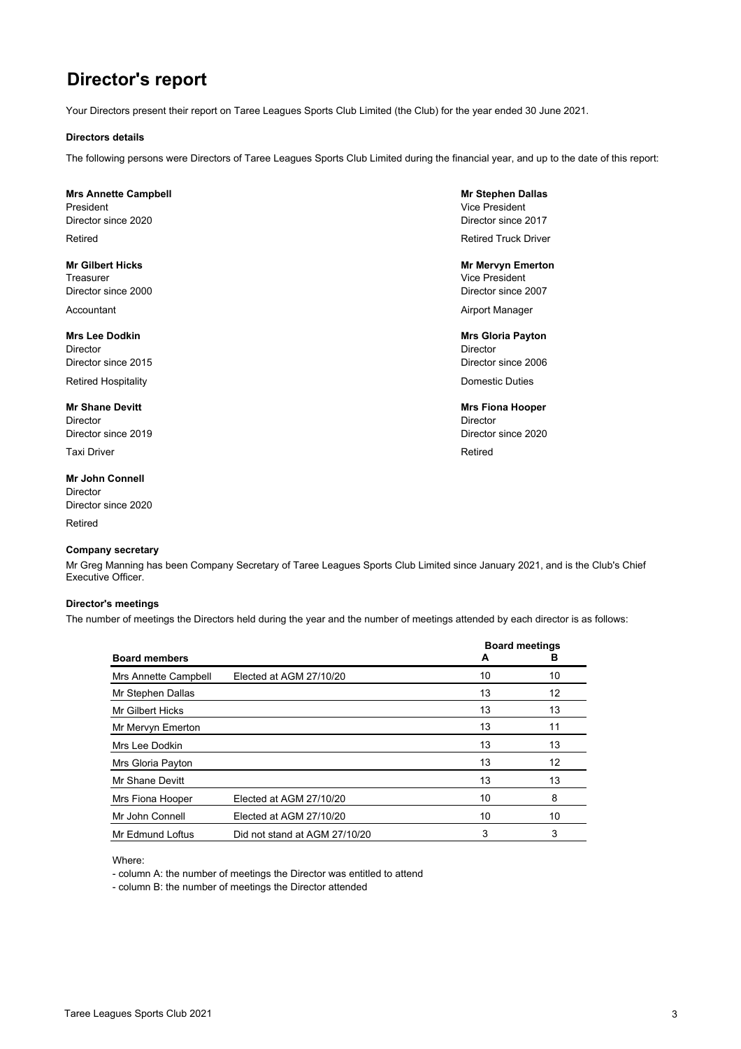# Director's report

Your Directors present their report on Taree Leagues Sports Club Limited (the Club) for the year ended 30 June 2021.

### Directors details

The following persons were Directors of Taree Leagues Sports Club Limited during the financial year, and up to the date of this report:

**Mrs Annette Campbell**
President
Director since 2020

Retired

**Mr Gilbert Hicks**
Treasurer
Director since 2000

Accountant

**Mrs Lee Dodkin**
Director
Director since 2015

Retired Hospitality

**Mr Shane Devitt**
Director
Director since 2019

Taxi Driver

**Mr John Connell**
Director
Director since 2020

Retired

**Mr Stephen Dallas**
Vice President
Director since 2017

Retired Truck Driver

**Mr Mervyn Emerton**
Vice President
Director since 2007

Airport Manager

**Mrs Gloria Payton**
Director
Director since 2006

Domestic Duties

**Mrs Fiona Hooper**
Director
Director since 2020

Retired

### Company secretary

Mr Greg Manning has been Company Secretary of Taree Leagues Sports Club Limited since January 2021, and is the Club's Chief Executive Officer.

### Director's meetings

The number of meetings the Directors held during the year and the number of meetings attended by each director is as follows:

| Board members | | Board meetings A | Board meetings B |
|---|---|---|---|
| Mrs Annette Campbell | Elected at AGM 27/10/20 | 10 | 10 |
| Mr Stephen Dallas | | 13 | 12 |
| Mr Gilbert Hicks | | 13 | 13 |
| Mr Mervyn Emerton | | 13 | 11 |
| Mrs Lee Dodkin | | 13 | 13 |
| Mrs Gloria Payton | | 13 | 12 |
| Mr Shane Devitt | | 13 | 13 |
| Mrs Fiona Hooper | Elected at AGM 27/10/20 | 10 | 8 |
| Mr John Connell | Elected at AGM 27/10/20 | 10 | 10 |
| Mr Edmund Loftus | Did not stand at AGM 27/10/20 | 3 | 3 |

Where:

- column A: the number of meetings the Director was entitled to attend
- column B: the number of meetings the Director attended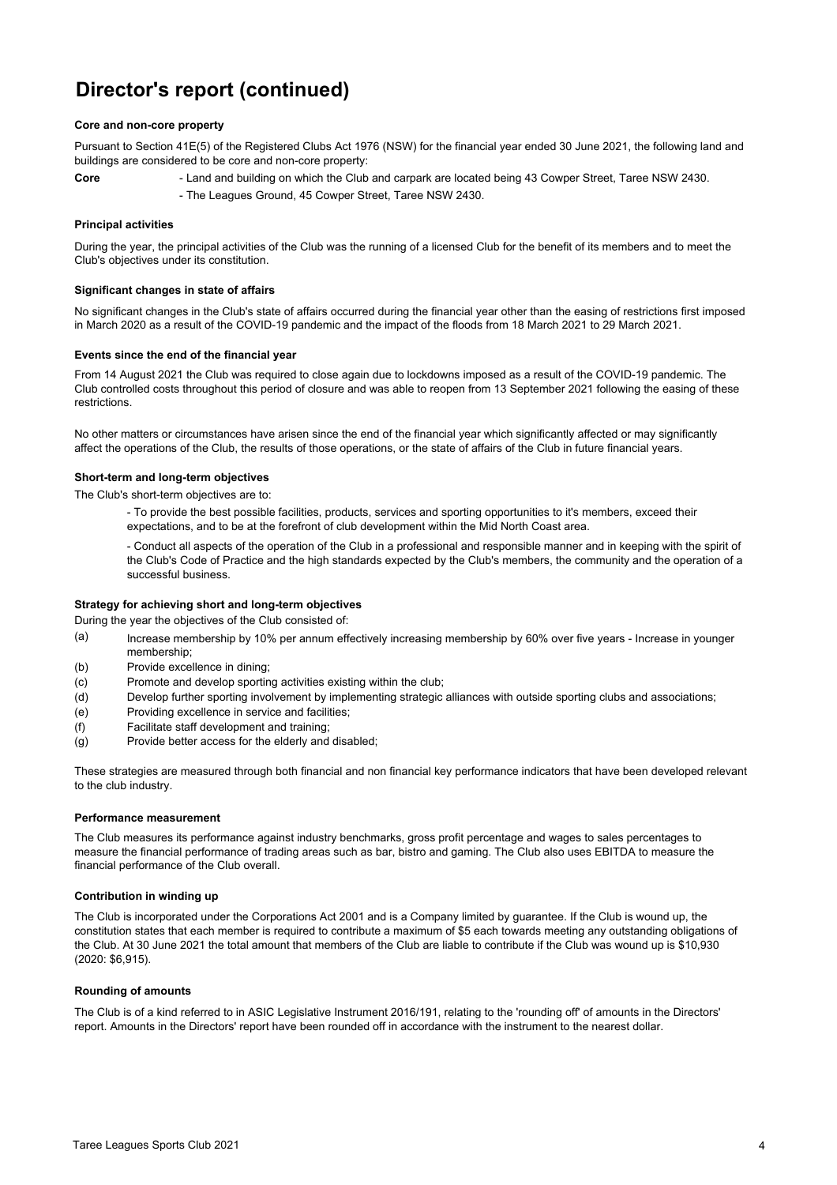# Director's report (continued)

**Core and non-core property**

Pursuant to Section 41E(5) of the Registered Clubs Act 1976 (NSW) for the financial year ended 30 June 2021, the following land and buildings are considered to be core and non-core property:

**Core**
- Land and building on which the Club and carpark are located being 43 Cowper Street, Taree NSW 2430.
- The Leagues Ground, 45 Cowper Street, Taree NSW 2430.

**Principal activities**

During the year, the principal activities of the Club was the running of a licensed Club for the benefit of its members and to meet the Club's objectives under its constitution.

**Significant changes in state of affairs**

No significant changes in the Club's state of affairs occurred during the financial year other than the easing of restrictions first imposed in March 2020 as a result of the COVID-19 pandemic and the impact of the floods from 18 March 2021 to 29 March 2021.

**Events since the end of the financial year**

From 14 August 2021 the Club was required to close again due to lockdowns imposed as a result of the COVID-19 pandemic. The Club controlled costs throughout this period of closure and was able to reopen from 13 September 2021 following the easing of these restrictions.

No other matters or circumstances have arisen since the end of the financial year which significantly affected or may significantly affect the operations of the Club, the results of those operations, or the state of affairs of the Club in future financial years.

**Short-term and long-term objectives**

The Club's short-term objectives are to:

- To provide the best possible facilities, products, services and sporting opportunities to it's members, exceed their expectations, and to be at the forefront of club development within the Mid North Coast area.
- Conduct all aspects of the operation of the Club in a professional and responsible manner and in keeping with the spirit of the Club's Code of Practice and the high standards expected by the Club's members, the community and the operation of a successful business.

**Strategy for achieving short and long-term objectives**

During the year the objectives of the Club consisted of:

(a) Increase membership by 10% per annum effectively increasing membership by 60% over five years - Increase in younger membership;
(b) Provide excellence in dining;
(c) Promote and develop sporting activities existing within the club;
(d) Develop further sporting involvement by implementing strategic alliances with outside sporting clubs and associations;
(e) Providing excellence in service and facilities;
(f) Facilitate staff development and training;
(g) Provide better access for the elderly and disabled;

These strategies are measured through both financial and non financial key performance indicators that have been developed relevant to the club industry.

**Performance measurement**

The Club measures its performance against industry benchmarks, gross profit percentage and wages to sales percentages to measure the financial performance of trading areas such as bar, bistro and gaming. The Club also uses EBITDA to measure the financial performance of the Club overall.

**Contribution in winding up**

The Club is incorporated under the Corporations Act 2001 and is a Company limited by guarantee. If the Club is wound up, the constitution states that each member is required to contribute a maximum of $5 each towards meeting any outstanding obligations of the Club. At 30 June 2021 the total amount that members of the Club are liable to contribute if the Club was wound up is $10,930 (2020: $6,915).

**Rounding of amounts**

The Club is of a kind referred to in ASIC Legislative Instrument 2016/191, relating to the 'rounding off' of amounts in the Directors' report. Amounts in the Directors' report have been rounded off in accordance with the instrument to the nearest dollar.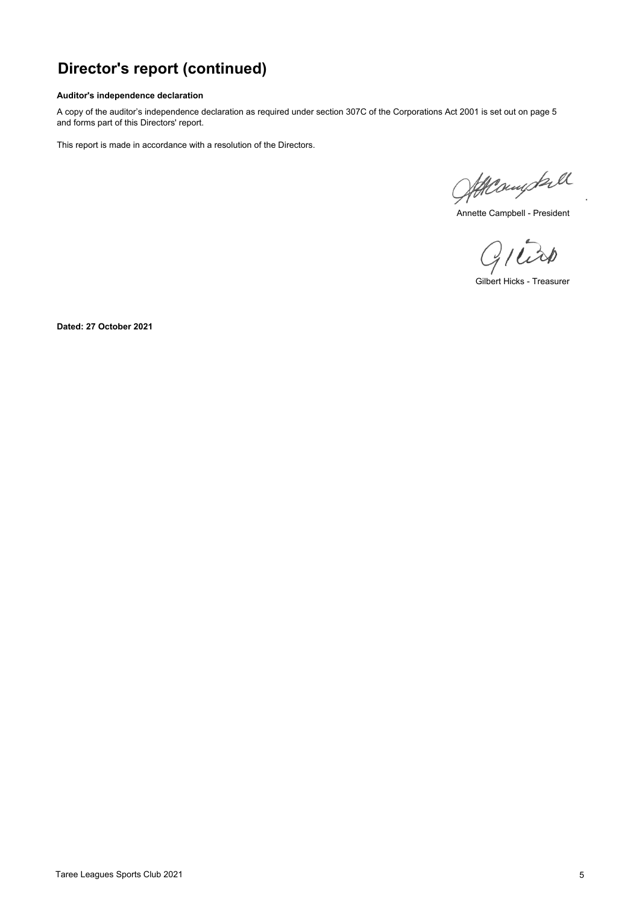# Director's report (continued)

**Auditor's independence declaration**

A copy of the auditor's independence declaration as required under section 307C of the Corporations Act 2001 is set out on page 5 and forms part of this Directors' report.

This report is made in accordance with a resolution of the Directors.

Annette Campbell - President

Gilbert Hicks - Treasurer

**Dated: 27 October 2021**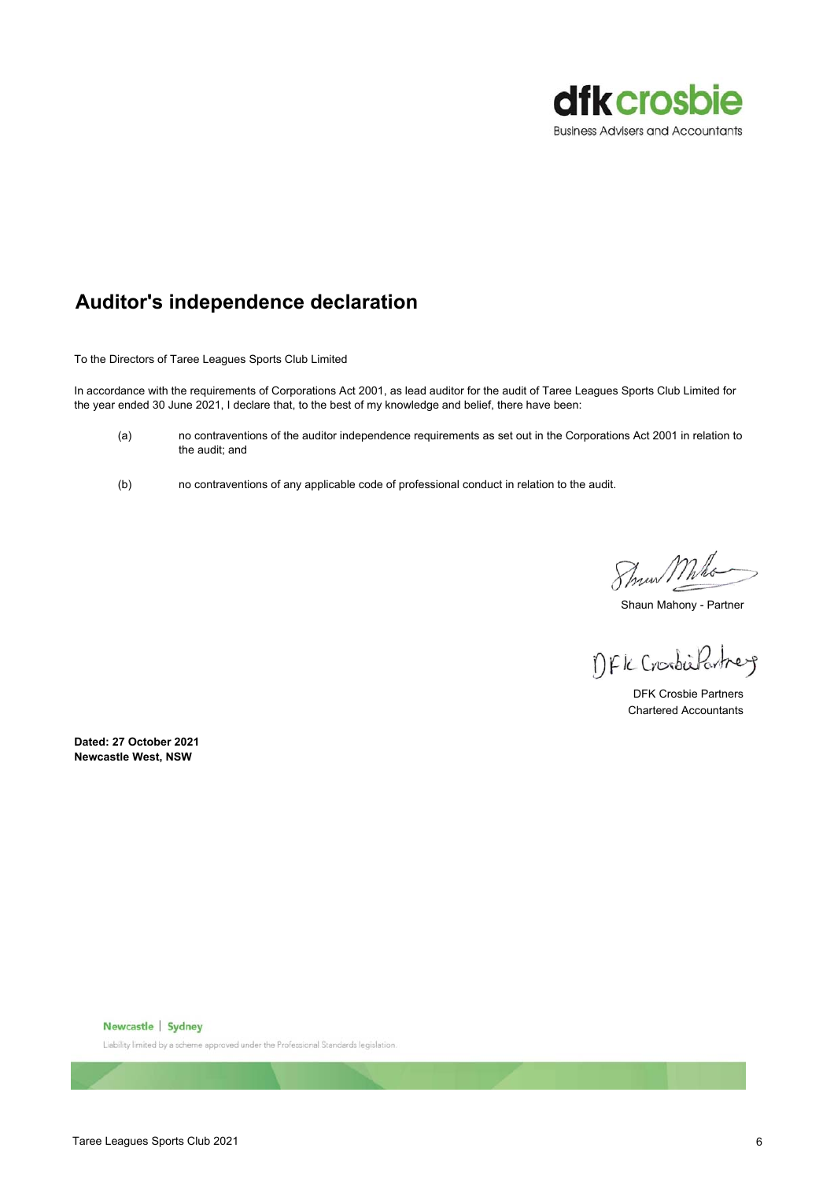dfk crosbie
Business Advisers and Accountants

## Auditor's independence declaration

To the Directors of Taree Leagues Sports Club Limited

In accordance with the requirements of Corporations Act 2001, as lead auditor for the audit of Taree Leagues Sports Club Limited for the year ended 30 June 2021, I declare that, to the best of my knowledge and belief, there have been:

(a) no contraventions of the auditor independence requirements as set out in the Corporations Act 2001 in relation to the audit; and

(b) no contraventions of any applicable code of professional conduct in relation to the audit.

Shaun Mahony - Partner

DFK Crosbie Partners
Chartered Accountants

**Dated: 27 October 2021**
**Newcastle West, NSW**

Newcastle | Sydney

Liability limited by a scheme approved under the Professional Standards legislation.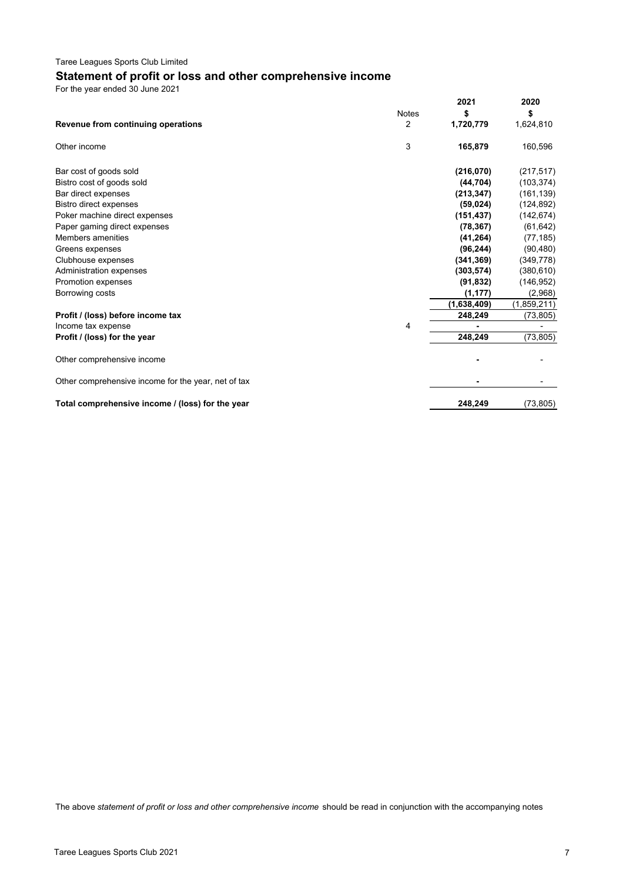Taree Leagues Sports Club Limited

## Statement of profit or loss and other comprehensive income

For the year ended 30 June 2021

| | Notes | 2021<br>$ | 2020<br>$ |
|---|---|---|---|
| **Revenue from continuing operations** | 2 | **1,720,779** | 1,624,810 |
| Other income | 3 | **165,879** | 160,596 |
| Bar cost of goods sold | | **(216,070)** | (217,517) |
| Bistro cost of goods sold | | **(44,704)** | (103,374) |
| Bar direct expenses | | **(213,347)** | (161,139) |
| Bistro direct expenses | | **(59,024)** | (124,892) |
| Poker machine direct expenses | | **(151,437)** | (142,674) |
| Paper gaming direct expenses | | **(78,367)** | (61,642) |
| Members amenities | | **(41,264)** | (77,185) |
| Greens expenses | | **(96,244)** | (90,480) |
| Clubhouse expenses | | **(341,369)** | (349,778) |
| Administration expenses | | **(303,574)** | (380,610) |
| Promotion expenses | | **(91,832)** | (146,952) |
| Borrowing costs | | **(1,177)** | (2,968) |
| | | **(1,638,409)** | (1,859,211) |
| **Profit / (loss) before income tax** | | **248,249** | (73,805) |
| Income tax expense | 4 | **-** | - |
| **Profit / (loss) for the year** | | **248,249** | (73,805) |
| Other comprehensive income | | **-** | - |
| Other comprehensive income for the year, net of tax | | **-** | - |
| **Total comprehensive income / (loss) for the year** | | **248,249** | (73,805) |

The above *statement of profit or loss and other comprehensive income* should be read in conjunction with the accompanying notes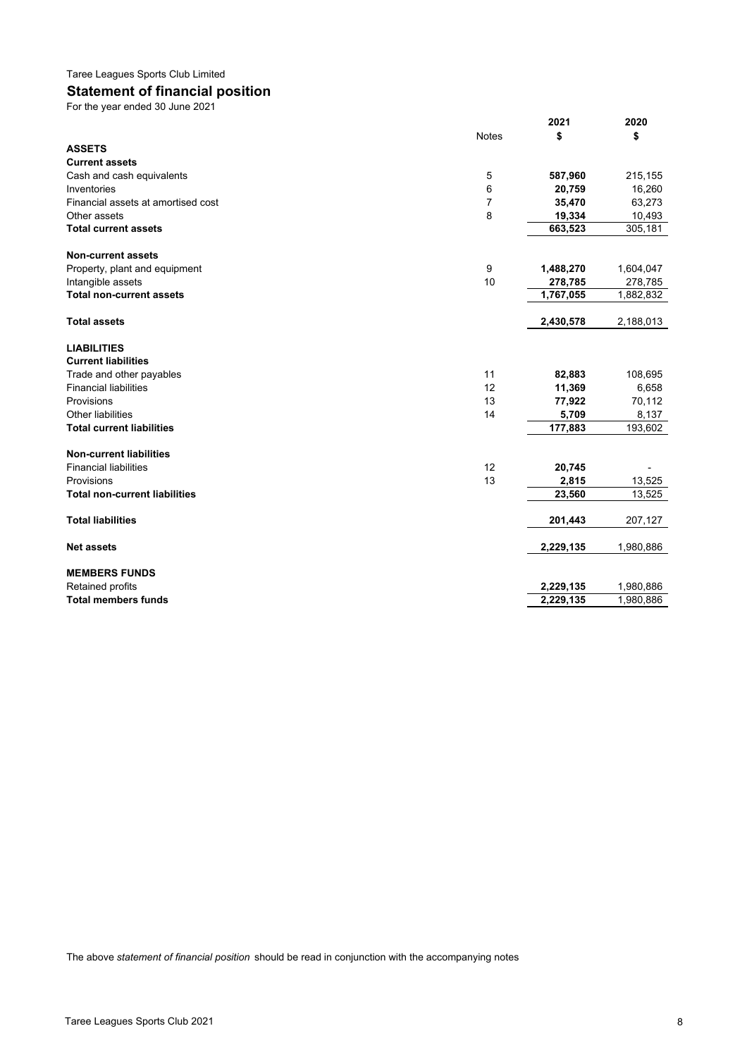Taree Leagues Sports Club Limited

## Statement of financial position

For the year ended 30 June 2021

| | Notes | 2021 $ | 2020 $ |
|---|---|---|---|
| **ASSETS** | | | |
| **Current assets** | | | |
| Cash and cash equivalents | 5 | **587,960** | 215,155 |
| Inventories | 6 | **20,759** | 16,260 |
| Financial assets at amortised cost | 7 | **35,470** | 63,273 |
| Other assets | 8 | **19,334** | 10,493 |
| **Total current assets** | | **663,523** | 305,181 |
| | | | |
| **Non-current assets** | | | |
| Property, plant and equipment | 9 | **1,488,270** | 1,604,047 |
| Intangible assets | 10 | **278,785** | 278,785 |
| **Total non-current assets** | | **1,767,055** | 1,882,832 |
| | | | |
| **Total assets** | | **2,430,578** | 2,188,013 |
| | | | |
| **LIABILITIES** | | | |
| **Current liabilities** | | | |
| Trade and other payables | 11 | **82,883** | 108,695 |
| Financial liabilities | 12 | **11,369** | 6,658 |
| Provisions | 13 | **77,922** | 70,112 |
| Other liabilities | 14 | **5,709** | 8,137 |
| **Total current liabilities** | | **177,883** | 193,602 |
| | | | |
| **Non-current liabilities** | | | |
| Financial liabilities | 12 | **20,745** | - |
| Provisions | 13 | **2,815** | 13,525 |
| **Total non-current liabilities** | | **23,560** | 13,525 |
| | | | |
| **Total liabilities** | | **201,443** | 207,127 |
| | | | |
| **Net assets** | | **2,229,135** | 1,980,886 |
| | | | |
| **MEMBERS FUNDS** | | | |
| Retained profits | | **2,229,135** | 1,980,886 |
| **Total members funds** | | **2,229,135** | 1,980,886 |

The above *statement of financial position* should be read in conjunction with the accompanying notes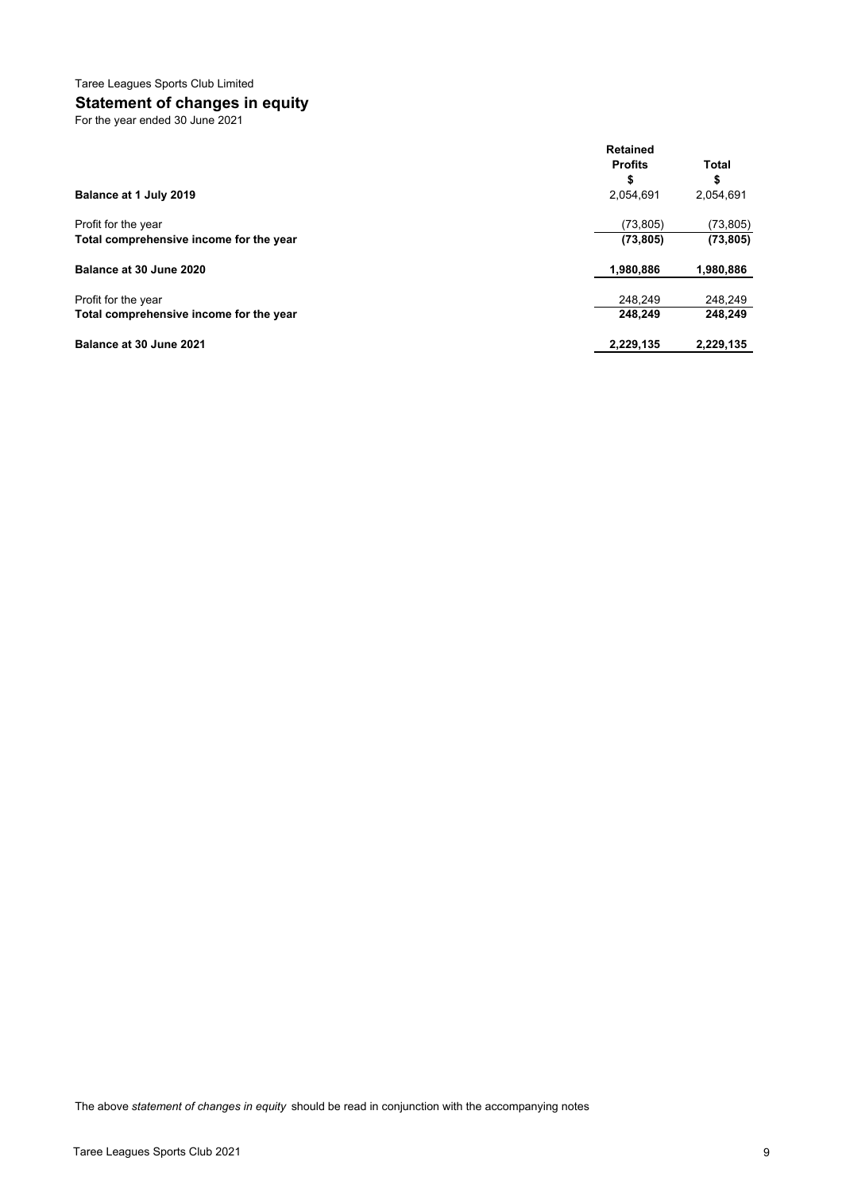Taree Leagues Sports Club Limited

## Statement of changes in equity

For the year ended 30 June 2021

| | Retained Profits $ | Total $ |
|---|---|---|
| **Balance at 1 July 2019** | 2,054,691 | 2,054,691 |
| Profit for the year | (73,805) | (73,805) |
| **Total comprehensive income for the year** | **(73,805)** | **(73,805)** |
| **Balance at 30 June 2020** | **1,980,886** | **1,980,886** |
| Profit for the year | 248,249 | 248,249 |
| **Total comprehensive income for the year** | **248,249** | **248,249** |
| **Balance at 30 June 2021** | **2,229,135** | **2,229,135** |

The above *statement of changes in equity* should be read in conjunction with the accompanying notes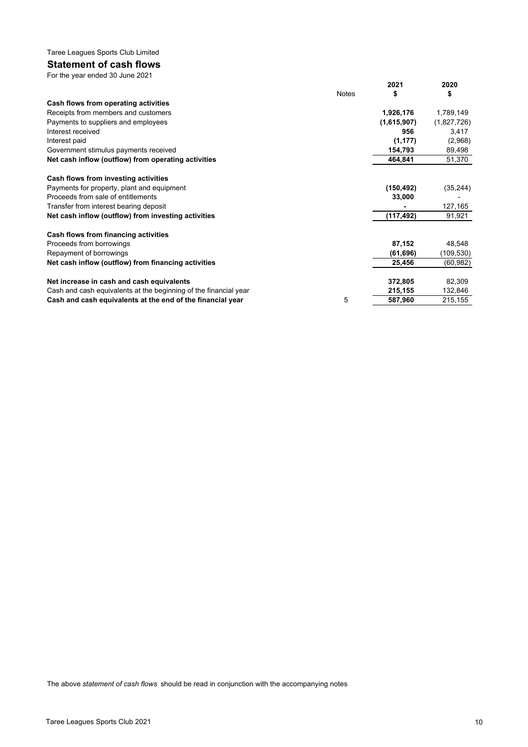Taree Leagues Sports Club Limited

## Statement of cash flows

For the year ended 30 June 2021

| | Notes | 2021 $ | 2020 $ |
|---|---|---|---|
| **Cash flows from operating activities** | | | |
| Receipts from members and customers | | **1,926,176** | 1,789,149 |
| Payments to suppliers and employees | | **(1,615,907)** | (1,827,726) |
| Interest received | | **956** | 3,417 |
| Interest paid | | **(1,177)** | (2,968) |
| Government stimulus payments received | | **154,793** | 89,498 |
| **Net cash inflow (outflow) from operating activities** | | **464,841** | 51,370 |
| | | | |
| **Cash flows from investing activities** | | | |
| Payments for property, plant and equipment | | **(150,492)** | (35,244) |
| Proceeds from sale of entitlements | | **33,000** | - |
| Transfer from interest bearing deposit | | **-** | 127,165 |
| **Net cash inflow (outflow) from investing activities** | | **(117,492)** | 91,921 |
| | | | |
| **Cash flows from financing activities** | | | |
| Proceeds from borrowings | | **87,152** | 48,548 |
| Repayment of borrowings | | **(61,696)** | (109,530) |
| **Net cash inflow (outflow) from financing activities** | | **25,456** | (60,982) |
| | | | |
| **Net increase in cash and cash equivalents** | | **372,805** | 82,309 |
| Cash and cash equivalents at the beginning of the financial year | | **215,155** | 132,846 |
| **Cash and cash equivalents at the end of the financial year** | 5 | **587,960** | 215,155 |

The above *statement of cash flows* should be read in conjunction with the accompanying notes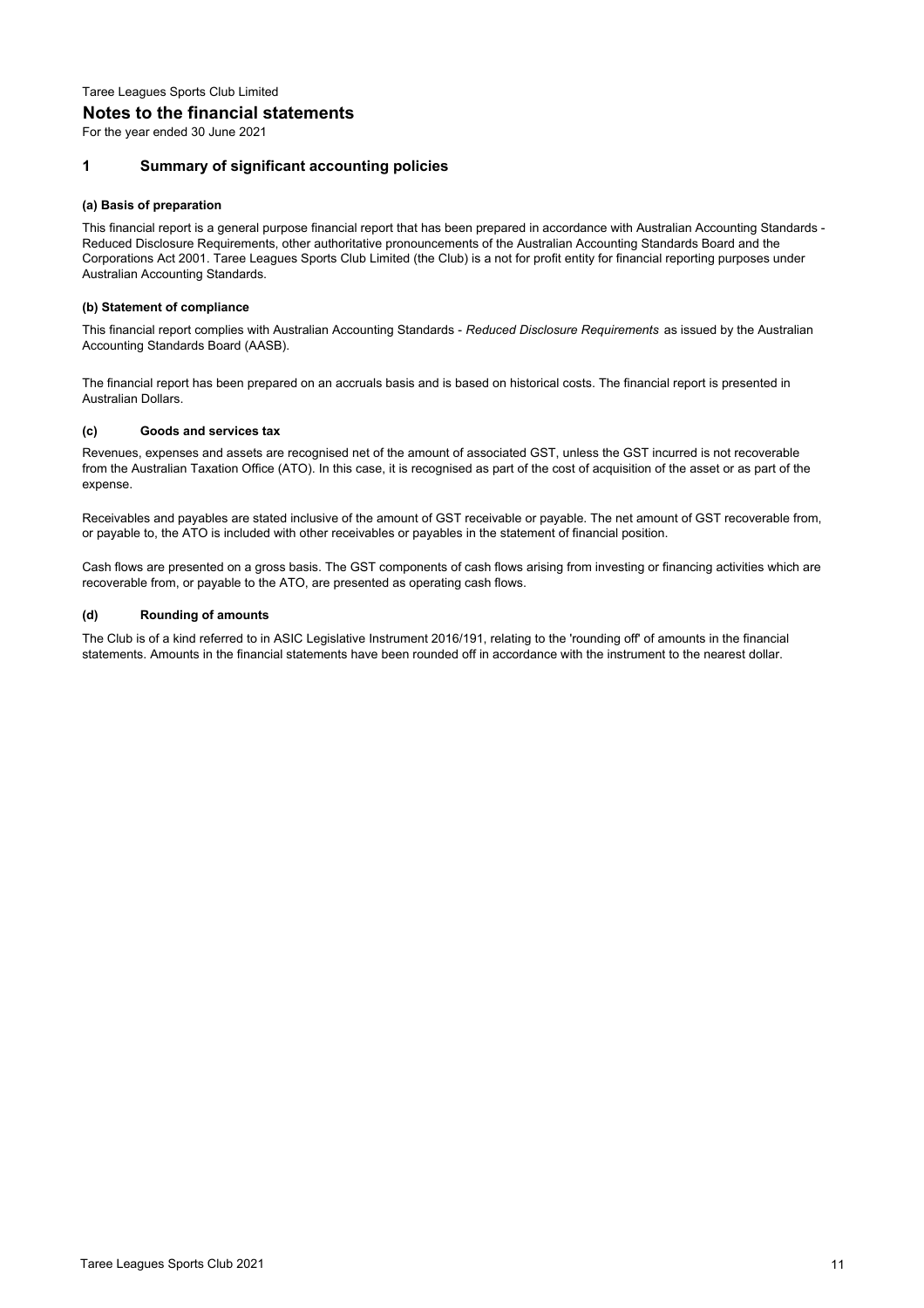Taree Leagues Sports Club Limited

# Notes to the financial statements

For the year ended 30 June 2021

## 1 Summary of significant accounting policies

### (a) Basis of preparation

This financial report is a general purpose financial report that has been prepared in accordance with Australian Accounting Standards - Reduced Disclosure Requirements, other authoritative pronouncements of the Australian Accounting Standards Board and the Corporations Act 2001. Taree Leagues Sports Club Limited (the Club) is a not for profit entity for financial reporting purposes under Australian Accounting Standards.

### (b) Statement of compliance

This financial report complies with Australian Accounting Standards - *Reduced Disclosure Requirements* as issued by the Australian Accounting Standards Board (AASB).

The financial report has been prepared on an accruals basis and is based on historical costs. The financial report is presented in Australian Dollars.

### (c) Goods and services tax

Revenues, expenses and assets are recognised net of the amount of associated GST, unless the GST incurred is not recoverable from the Australian Taxation Office (ATO). In this case, it is recognised as part of the cost of acquisition of the asset or as part of the expense.

Receivables and payables are stated inclusive of the amount of GST receivable or payable. The net amount of GST recoverable from, or payable to, the ATO is included with other receivables or payables in the statement of financial position.

Cash flows are presented on a gross basis. The GST components of cash flows arising from investing or financing activities which are recoverable from, or payable to the ATO, are presented as operating cash flows.

### (d) Rounding of amounts

The Club is of a kind referred to in ASIC Legislative Instrument 2016/191, relating to the 'rounding off' of amounts in the financial statements. Amounts in the financial statements have been rounded off in accordance with the instrument to the nearest dollar.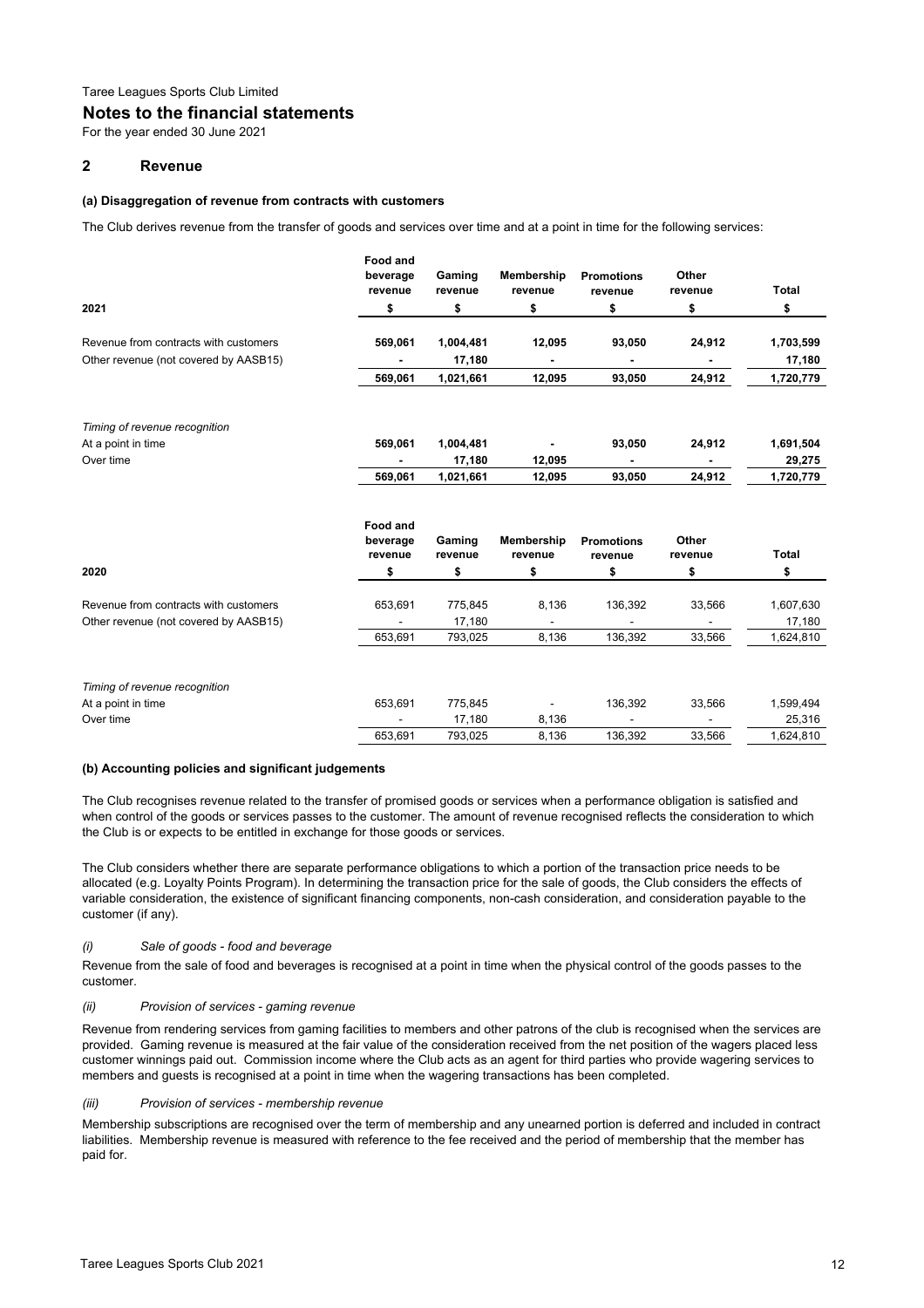Taree Leagues Sports Club Limited

# Notes to the financial statements

For the year ended 30 June 2021

## 2 Revenue

### (a) Disaggregation of revenue from contracts with customers

The Club derives revenue from the transfer of goods and services over time and at a point in time for the following services:

| 2021 | Food and beverage revenue<br>$ | Gaming revenue<br>$ | Membership revenue<br>$ | Promotions revenue<br>$ | Other revenue<br>$ | Total<br>$ |
|---|---|---|---|---|---|---|
| Revenue from contracts with customers | **569,061** | **1,004,481** | **12,095** | **93,050** | **24,912** | **1,703,599** |
| Other revenue (not covered by AASB15) | **-** | **17,180** | **-** | **-** | **-** | **17,180** |
| | **569,061** | **1,021,661** | **12,095** | **93,050** | **24,912** | **1,720,779** |
| *Timing of revenue recognition* | | | | | | |
| At a point in time | **569,061** | **1,004,481** | **-** | **93,050** | **24,912** | **1,691,504** |
| Over time | **-** | **17,180** | **12,095** | **-** | **-** | **29,275** |
| | **569,061** | **1,021,661** | **12,095** | **93,050** | **24,912** | **1,720,779** |

| 2020 | Food and beverage revenue<br>$ | Gaming revenue<br>$ | Membership revenue<br>$ | Promotions revenue<br>$ | Other revenue<br>$ | Total<br>$ |
|---|---|---|---|---|---|---|
| Revenue from contracts with customers | 653,691 | 775,845 | 8,136 | 136,392 | 33,566 | 1,607,630 |
| Other revenue (not covered by AASB15) | - | 17,180 | - | - | - | 17,180 |
| | 653,691 | 793,025 | 8,136 | 136,392 | 33,566 | 1,624,810 |
| *Timing of revenue recognition* | | | | | | |
| At a point in time | 653,691 | 775,845 | - | 136,392 | 33,566 | 1,599,494 |
| Over time | - | 17,180 | 8,136 | - | - | 25,316 |
| | 653,691 | 793,025 | 8,136 | 136,392 | 33,566 | 1,624,810 |

### (b) Accounting policies and significant judgements

The Club recognises revenue related to the transfer of promised goods or services when a performance obligation is satisfied and when control of the goods or services passes to the customer. The amount of revenue recognised reflects the consideration to which the Club is or expects to be entitled in exchange for those goods or services.

The Club considers whether there are separate performance obligations to which a portion of the transaction price needs to be allocated (e.g. Loyalty Points Program). In determining the transaction price for the sale of goods, the Club considers the effects of variable consideration, the existence of significant financing components, non-cash consideration, and consideration payable to the customer (if any).

*(i) Sale of goods - food and beverage*

Revenue from the sale of food and beverages is recognised at a point in time when the physical control of the goods passes to the customer.

*(ii) Provision of services - gaming revenue*

Revenue from rendering services from gaming facilities to members and other patrons of the club is recognised when the services are provided. Gaming revenue is measured at the fair value of the consideration received from the net position of the wagers placed less customer winnings paid out. Commission income where the Club acts as an agent for third parties who provide wagering services to members and guests is recognised at a point in time when the wagering transactions has been completed.

*(iii) Provision of services - membership revenue*

Membership subscriptions are recognised over the term of membership and any unearned portion is deferred and included in contract liabilities. Membership revenue is measured with reference to the fee received and the period of membership that the member has paid for.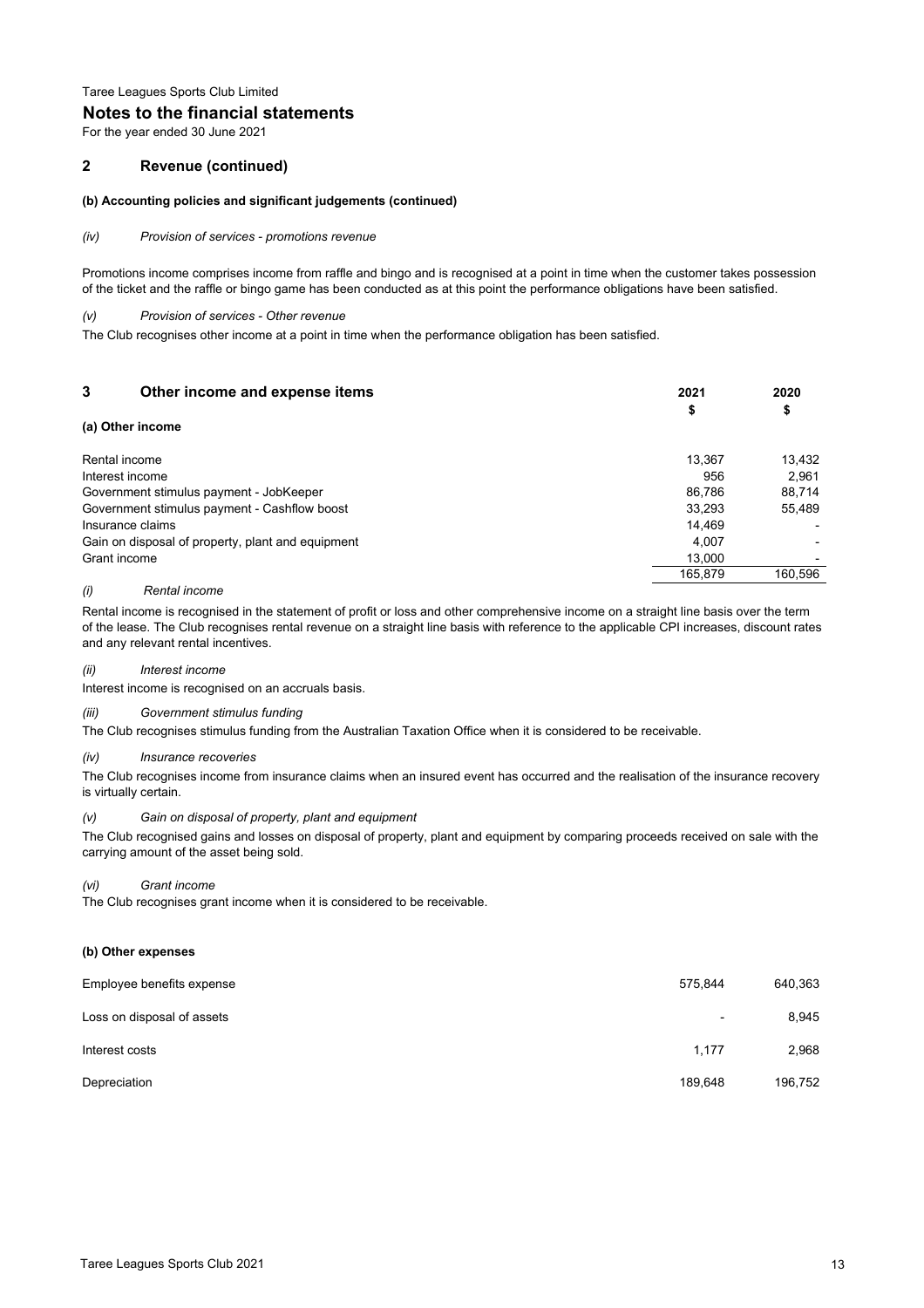Taree Leagues Sports Club Limited

## Notes to the financial statements

For the year ended 30 June 2021

### 2 Revenue (continued)

#### (b) Accounting policies and significant judgements (continued)

*(iv) Provision of services - promotions revenue*

Promotions income comprises income from raffle and bingo and is recognised at a point in time when the customer takes possession of the ticket and the raffle or bingo game has been conducted as at this point the performance obligations have been satisfied.

*(v) Provision of services - Other revenue*

The Club recognises other income at a point in time when the performance obligation has been satisfied.

### 3 Other income and expense items

| | 2021 $ | 2020 $ |
|---|---|---|
| **(a) Other income** | | |
| Rental income | 13,367 | 13,432 |
| Interest income | 956 | 2,961 |
| Government stimulus payment - JobKeeper | 86,786 | 88,714 |
| Government stimulus payment - Cashflow boost | 33,293 | 55,489 |
| Insurance claims | 14,469 | - |
| Gain on disposal of property, plant and equipment | 4,007 | - |
| Grant income | 13,000 | - |
| | 165,879 | 160,596 |

*(i) Rental income*

Rental income is recognised in the statement of profit or loss and other comprehensive income on a straight line basis over the term of the lease. The Club recognises rental revenue on a straight line basis with reference to the applicable CPI increases, discount rates and any relevant rental incentives.

*(ii) Interest income*

Interest income is recognised on an accruals basis.

*(iii) Government stimulus funding*

The Club recognises stimulus funding from the Australian Taxation Office when it is considered to be receivable.

*(iv) Insurance recoveries*

The Club recognises income from insurance claims when an insured event has occurred and the realisation of the insurance recovery is virtually certain.

*(v) Gain on disposal of property, plant and equipment*

The Club recognised gains and losses on disposal of property, plant and equipment by comparing proceeds received on sale with the carrying amount of the asset being sold.

*(vi) Grant income*

The Club recognises grant income when it is considered to be receivable.

#### (b) Other expenses

| | 2021 $ | 2020 $ |
|---|---|---|
| Employee benefits expense | 575,844 | 640,363 |
| Loss on disposal of assets | - | 8,945 |
| Interest costs | 1,177 | 2,968 |
| Depreciation | 189,648 | 196,752 |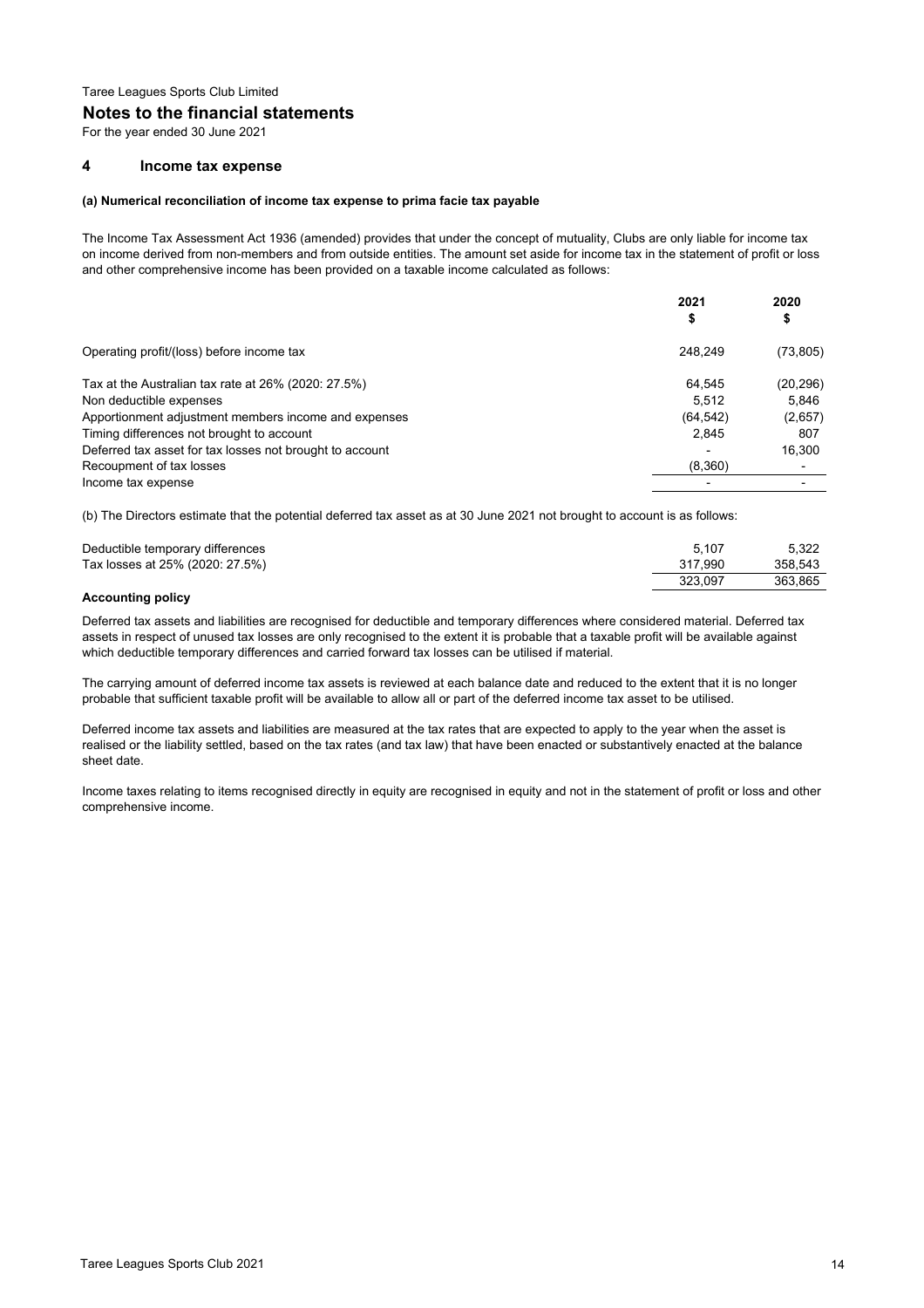Taree Leagues Sports Club Limited

# Notes to the financial statements

For the year ended 30 June 2021

## 4 Income tax expense

### (a) Numerical reconciliation of income tax expense to prima facie tax payable

The Income Tax Assessment Act 1936 (amended) provides that under the concept of mutuality, Clubs are only liable for income tax on income derived from non-members and from outside entities. The amount set aside for income tax in the statement of profit or loss and other comprehensive income has been provided on a taxable income calculated as follows:

| | 2021 $ | 2020 $ |
|---|---|---|
| Operating profit/(loss) before income tax | 248,249 | (73,805) |
| Tax at the Australian tax rate at 26% (2020: 27.5%) | 64,545 | (20,296) |
| Non deductible expenses | 5,512 | 5,846 |
| Apportionment adjustment members income and expenses | (64,542) | (2,657) |
| Timing differences not brought to account | 2,845 | 807 |
| Deferred tax asset for tax losses not brought to account | - | 16,300 |
| Recoupment of tax losses | (8,360) | - |
| Income tax expense | - | - |

(b) The Directors estimate that the potential deferred tax asset as at 30 June 2021 not brought to account is as follows:

| | 2021 | 2020 |
|---|---|---|
| Deductible temporary differences | 5,107 | 5,322 |
| Tax losses at 25% (2020: 27.5%) | 317,990 | 358,543 |
| | 323,097 | 363,865 |

**Accounting policy**

Deferred tax assets and liabilities are recognised for deductible and temporary differences where considered material. Deferred tax assets in respect of unused tax losses are only recognised to the extent it is probable that a taxable profit will be available against which deductible temporary differences and carried forward tax losses can be utilised if material.

The carrying amount of deferred income tax assets is reviewed at each balance date and reduced to the extent that it is no longer probable that sufficient taxable profit will be available to allow all or part of the deferred income tax asset to be utilised.

Deferred income tax assets and liabilities are measured at the tax rates that are expected to apply to the year when the asset is realised or the liability settled, based on the tax rates (and tax law) that have been enacted or substantively enacted at the balance sheet date.

Income taxes relating to items recognised directly in equity are recognised in equity and not in the statement of profit or loss and other comprehensive income.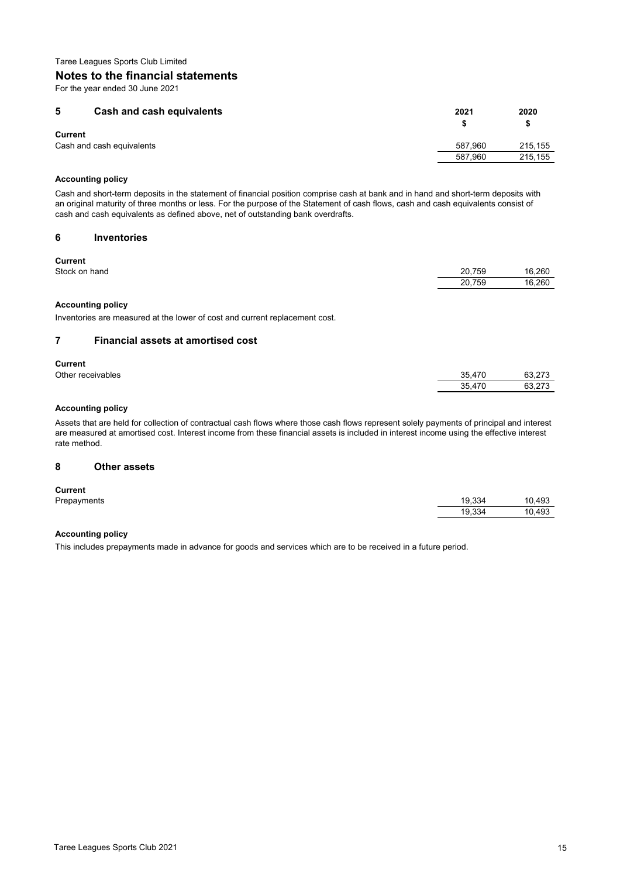Taree Leagues Sports Club Limited

## Notes to the financial statements

For the year ended 30 June 2021

### 5 Cash and cash equivalents

| | 2021<br>$ | 2020<br>$ |
|---|---|---|
| **Current** | | |
| Cash and cash equivalents | 587,960 | 215,155 |
| | 587,960 | 215,155 |

**Accounting policy**

Cash and short-term deposits in the statement of financial position comprise cash at bank and in hand and short-term deposits with an original maturity of three months or less. For the purpose of the Statement of cash flows, cash and cash equivalents consist of cash and cash equivalents as defined above, net of outstanding bank overdrafts.

### 6 Inventories

| | 2021<br>$ | 2020<br>$ |
|---|---|---|
| **Current** | | |
| Stock on hand | 20,759 | 16,260 |
| | 20,759 | 16,260 |

**Accounting policy**

Inventories are measured at the lower of cost and current replacement cost.

### 7 Financial assets at amortised cost

| | 2021<br>$ | 2020<br>$ |
|---|---|---|
| **Current** | | |
| Other receivables | 35,470 | 63,273 |
| | 35,470 | 63,273 |

**Accounting policy**

Assets that are held for collection of contractual cash flows where those cash flows represent solely payments of principal and interest are measured at amortised cost. Interest income from these financial assets is included in interest income using the effective interest rate method.

### 8 Other assets

| | 2021<br>$ | 2020<br>$ |
|---|---|---|
| **Current** | | |
| Prepayments | 19,334 | 10,493 |
| | 19,334 | 10,493 |

**Accounting policy**

This includes prepayments made in advance for goods and services which are to be received in a future period.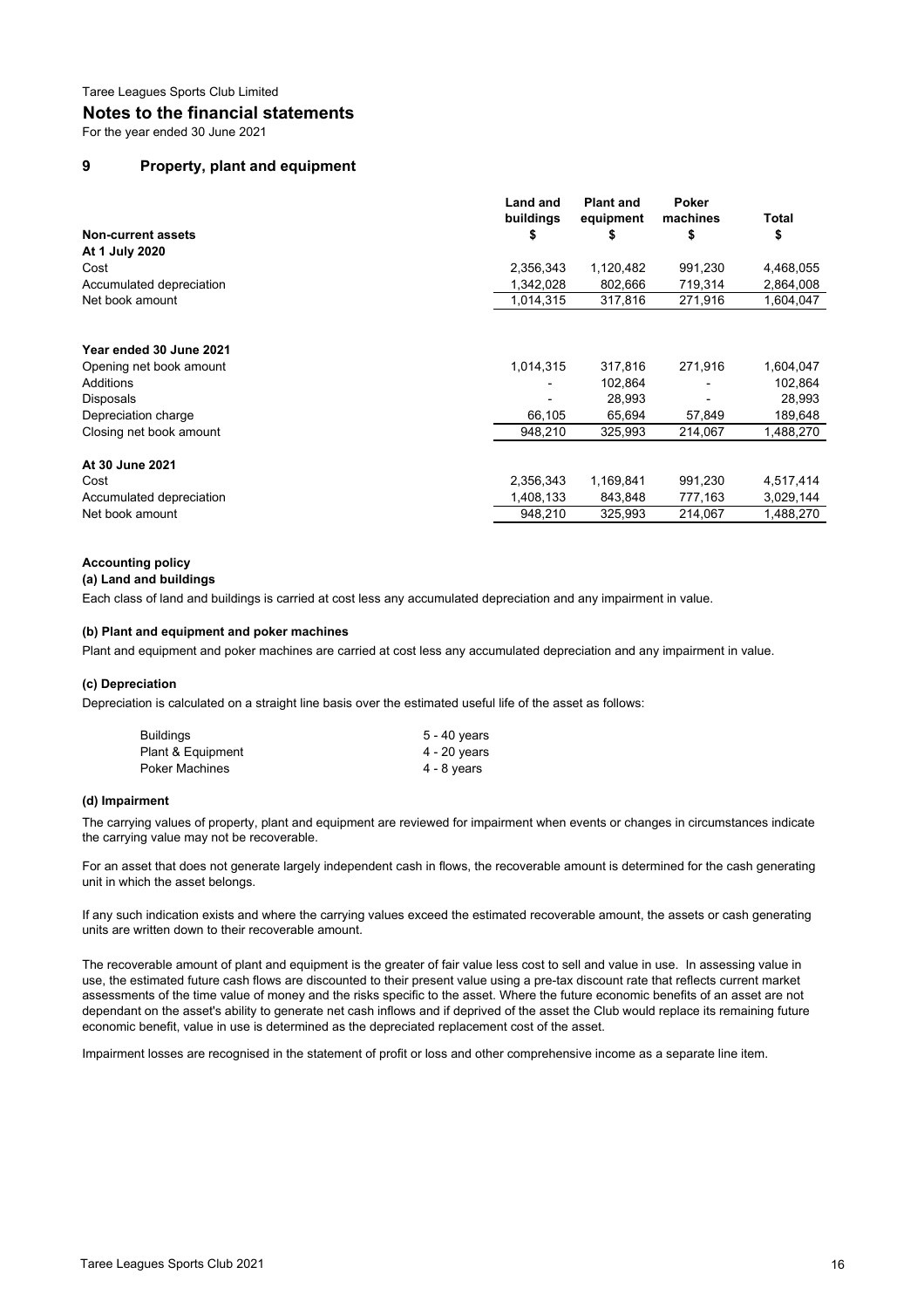Taree Leagues Sports Club Limited

# Notes to the financial statements

For the year ended 30 June 2021

## 9 Property, plant and equipment

| Non-current assets | Land and buildings $ | Plant and equipment $ | Poker machines $ | Total $ |
|---|---|---|---|---|
| **At 1 July 2020** | | | | |
| Cost | 2,356,343 | 1,120,482 | 991,230 | 4,468,055 |
| Accumulated depreciation | 1,342,028 | 802,666 | 719,314 | 2,864,008 |
| Net book amount | 1,014,315 | 317,816 | 271,916 | 1,604,047 |
| | | | | |
| **Year ended 30 June 2021** | | | | |
| Opening net book amount | 1,014,315 | 317,816 | 271,916 | 1,604,047 |
| Additions | - | 102,864 | - | 102,864 |
| Disposals | - | 28,993 | - | 28,993 |
| Depreciation charge | 66,105 | 65,694 | 57,849 | 189,648 |
| Closing net book amount | 948,210 | 325,993 | 214,067 | 1,488,270 |
| | | | | |
| **At 30 June 2021** | | | | |
| Cost | 2,356,343 | 1,169,841 | 991,230 | 4,517,414 |
| Accumulated depreciation | 1,408,133 | 843,848 | 777,163 | 3,029,144 |
| Net book amount | 948,210 | 325,993 | 214,067 | 1,488,270 |

**Accounting policy**

**(a) Land and buildings**

Each class of land and buildings is carried at cost less any accumulated depreciation and any impairment in value.

**(b) Plant and equipment and poker machines**

Plant and equipment and poker machines are carried at cost less any accumulated depreciation and any impairment in value.

**(c) Depreciation**

Depreciation is calculated on a straight line basis over the estimated useful life of the asset as follows:

| | |
|---|---|
| Buildings | 5 - 40 years |
| Plant & Equipment | 4 - 20 years |
| Poker Machines | 4 - 8 years |

**(d) Impairment**

The carrying values of property, plant and equipment are reviewed for impairment when events or changes in circumstances indicate the carrying value may not be recoverable.

For an asset that does not generate largely independent cash in flows, the recoverable amount is determined for the cash generating unit in which the asset belongs.

If any such indication exists and where the carrying values exceed the estimated recoverable amount, the assets or cash generating units are written down to their recoverable amount.

The recoverable amount of plant and equipment is the greater of fair value less cost to sell and value in use. In assessing value in use, the estimated future cash flows are discounted to their present value using a pre-tax discount rate that reflects current market assessments of the time value of money and the risks specific to the asset. Where the future economic benefits of an asset are not dependant on the asset's ability to generate net cash inflows and if deprived of the asset the Club would replace its remaining future economic benefit, value in use is determined as the depreciated replacement cost of the asset.

Impairment losses are recognised in the statement of profit or loss and other comprehensive income as a separate line item.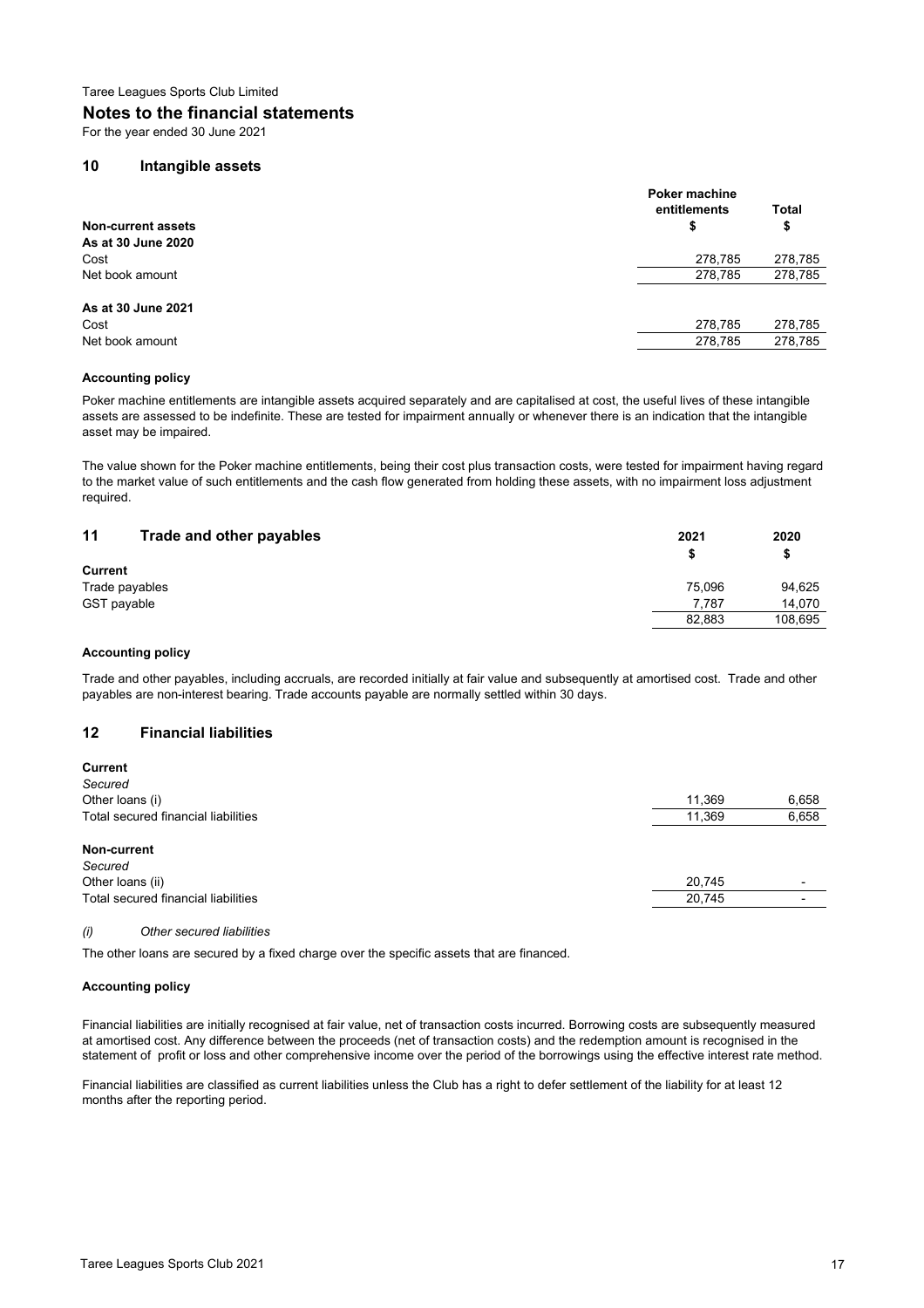Taree Leagues Sports Club Limited

## Notes to the financial statements

For the year ended 30 June 2021

### 10 Intangible assets

| | Poker machine entitlements | Total |
|---|---|---|
| **Non-current assets** | **$** | **$** |
| **As at 30 June 2020** | | |
| Cost | 278,785 | 278,785 |
| Net book amount | 278,785 | 278,785 |
| | | |
| **As at 30 June 2021** | | |
| Cost | 278,785 | 278,785 |
| Net book amount | 278,785 | 278,785 |

#### Accounting policy

Poker machine entitlements are intangible assets acquired separately and are capitalised at cost, the useful lives of these intangible assets are assessed to be indefinite. These are tested for impairment annually or whenever there is an indication that the intangible asset may be impaired.

The value shown for the Poker machine entitlements, being their cost plus transaction costs, were tested for impairment having regard to the market value of such entitlements and the cash flow generated from holding these assets, with no impairment loss adjustment required.

### 11 Trade and other payables

| | 2021 | 2020 |
|---|---|---|
| | $ | $ |
| **Current** | | |
| Trade payables | 75,096 | 94,625 |
| GST payable | 7,787 | 14,070 |
| | 82,883 | 108,695 |

#### Accounting policy

Trade and other payables, including accruals, are recorded initially at fair value and subsequently at amortised cost. Trade and other payables are non-interest bearing. Trade accounts payable are normally settled within 30 days.

### 12 Financial liabilities

| | 2021 | 2020 |
|---|---|---|
| **Current** | | |
| *Secured* | | |
| Other loans (i) | 11,369 | 6,658 |
| Total secured financial liabilities | 11,369 | 6,658 |
| | | |
| **Non-current** | | |
| *Secured* | | |
| Other loans (ii) | 20,745 | - |
| Total secured financial liabilities | 20,745 | - |

*(i) Other secured liabilities*

The other loans are secured by a fixed charge over the specific assets that are financed.

#### Accounting policy

Financial liabilities are initially recognised at fair value, net of transaction costs incurred. Borrowing costs are subsequently measured at amortised cost. Any difference between the proceeds (net of transaction costs) and the redemption amount is recognised in the statement of profit or loss and other comprehensive income over the period of the borrowings using the effective interest rate method.

Financial liabilities are classified as current liabilities unless the Club has a right to defer settlement of the liability for at least 12 months after the reporting period.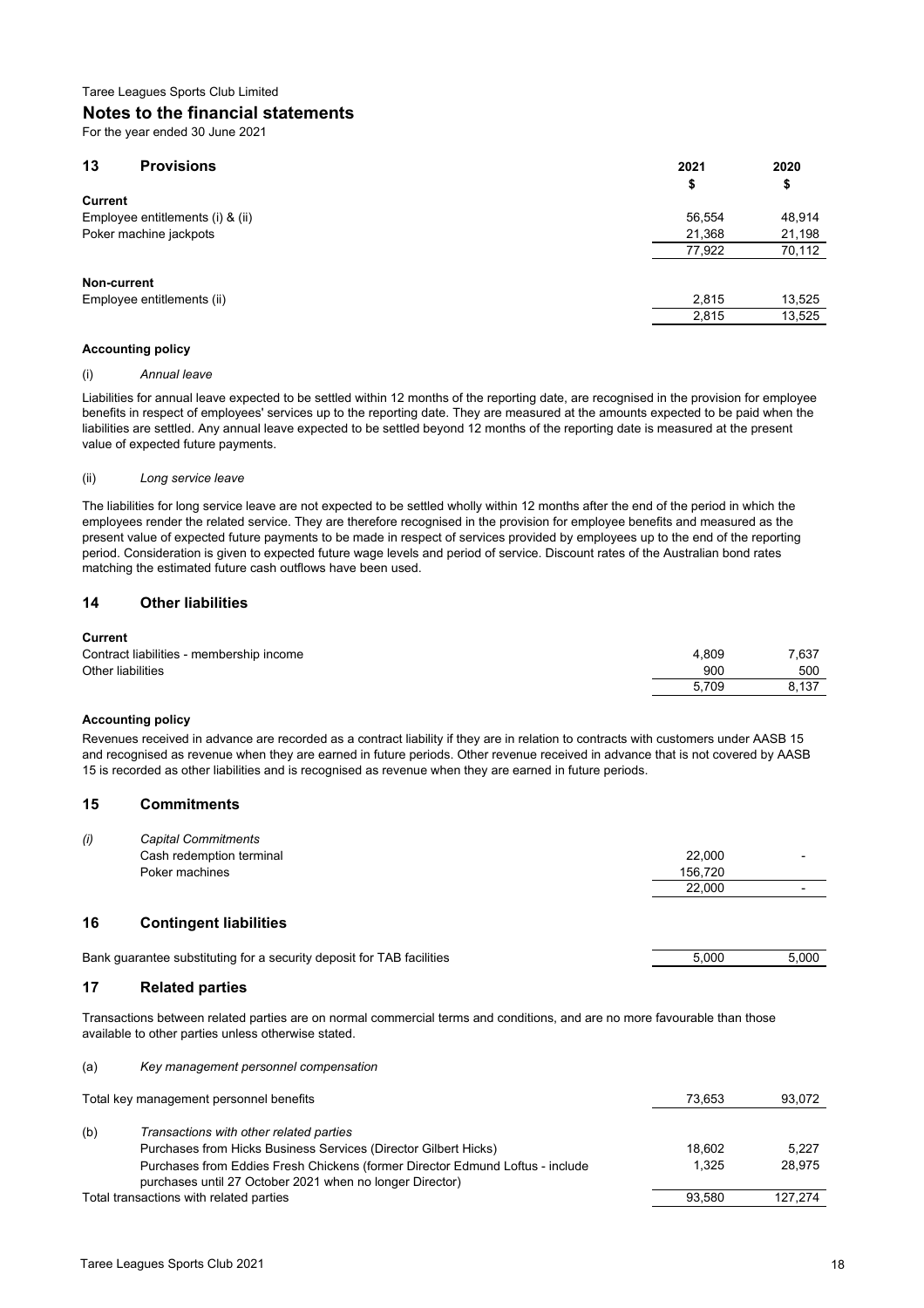Taree Leagues Sports Club Limited

# Notes to the financial statements

For the year ended 30 June 2021

## 13 Provisions

| | 2021<br>$ | 2020<br>$ |
|---|---|---|
| **Current** | | |
| Employee entitlements (i) & (ii) | 56,554 | 48,914 |
| Poker machine jackpots | 21,368 | 21,198 |
| | 77,922 | 70,112 |
| **Non-current** | | |
| Employee entitlements (ii) | 2,815 | 13,525 |
| | 2,815 | 13,525 |

**Accounting policy**

(i) *Annual leave*

Liabilities for annual leave expected to be settled within 12 months of the reporting date, are recognised in the provision for employee benefits in respect of employees' services up to the reporting date. They are measured at the amounts expected to be paid when the liabilities are settled. Any annual leave expected to be settled beyond 12 months of the reporting date is measured at the present value of expected future payments.

(ii) *Long service leave*

The liabilities for long service leave are not expected to be settled wholly within 12 months after the end of the period in which the employees render the related service. They are therefore recognised in the provision for employee benefits and measured as the present value of expected future payments to be made in respect of services provided by employees up to the end of the reporting period. Consideration is given to expected future wage levels and period of service. Discount rates of the Australian bond rates matching the estimated future cash outflows have been used.

## 14 Other liabilities

| | 2021 | 2020 |
|---|---|---|
| **Current** | | |
| Contract liabilities - membership income | 4,809 | 7,637 |
| Other liabilities | 900 | 500 |
| | 5,709 | 8,137 |

**Accounting policy**

Revenues received in advance are recorded as a contract liability if they are in relation to contracts with customers under AASB 15 and recognised as revenue when they are earned in future periods. Other revenue received in advance that is not covered by AASB 15 is recorded as other liabilities and is recognised as revenue when they are earned in future periods.

## 15 Commitments

| | | 2021 | 2020 |
|---|---|---|---|
| *(i)* | *Capital Commitments* | | |
| | Cash redemption terminal | 22,000 | - |
| | Poker machines | 156,720 | |
| | | 22,000 | - |

## 16 Contingent liabilities

| | 2021 | 2020 |
|---|---|---|
| Bank guarantee substituting for a security deposit for TAB facilities | 5,000 | 5,000 |

## 17 Related parties

Transactions between related parties are on normal commercial terms and conditions, and are no more favourable than those available to other parties unless otherwise stated.

| | | 2021 | 2020 |
|---|---|---|---|
| (a) | *Key management personnel compensation* | | |
| | Total key management personnel benefits | 73,653 | 93,072 |
| (b) | *Transactions with other related parties* | | |
| | Purchases from Hicks Business Services (Director Gilbert Hicks) | 18,602 | 5,227 |
| | Purchases from Eddies Fresh Chickens (former Director Edmund Loftus - include purchases until 27 October 2021 when no longer Director) | 1,325 | 28,975 |
| | Total transactions with related parties | 93,580 | 127,274 |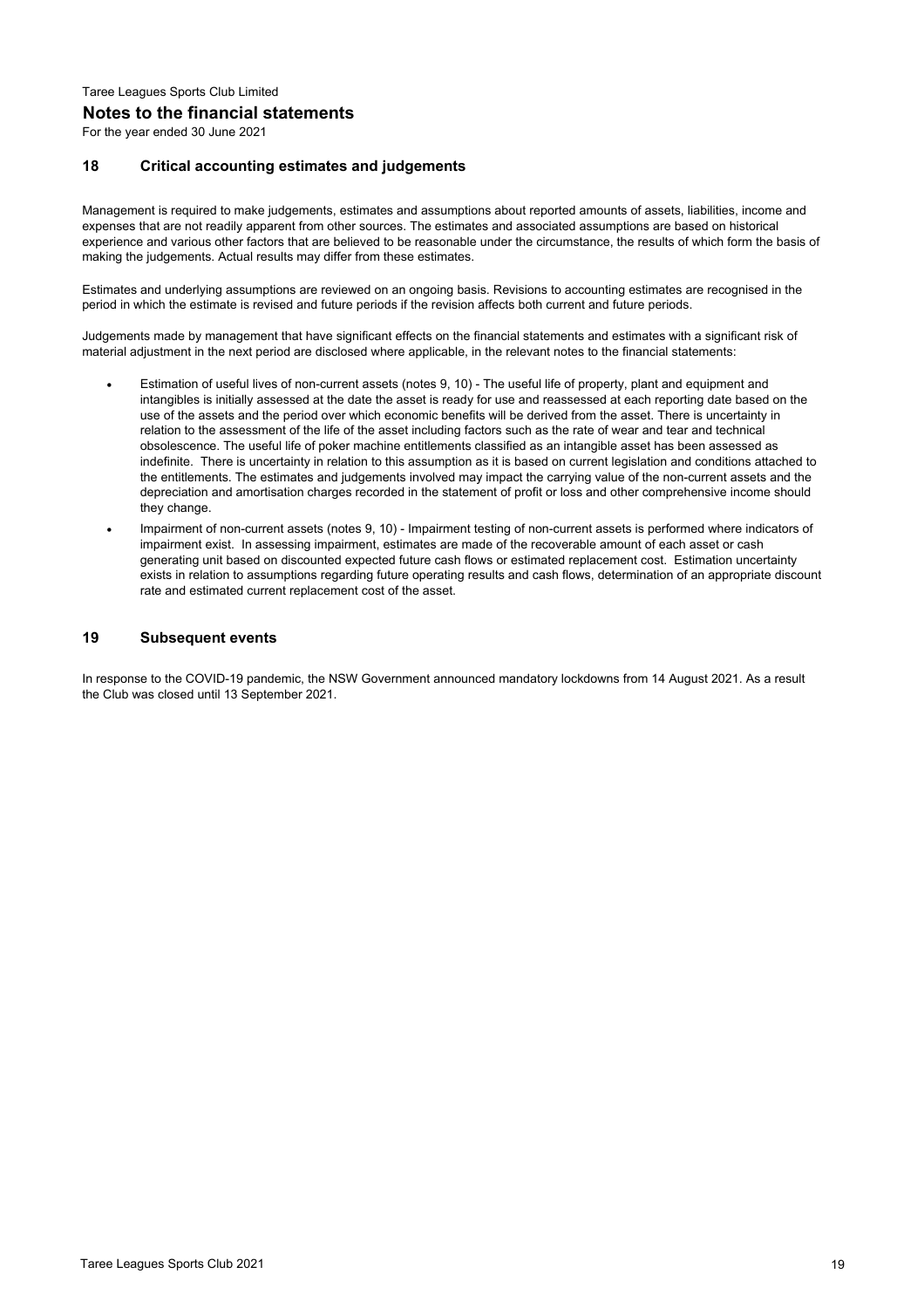Taree Leagues Sports Club Limited

## Notes to the financial statements

For the year ended 30 June 2021

### 18 Critical accounting estimates and judgements

Management is required to make judgements, estimates and assumptions about reported amounts of assets, liabilities, income and expenses that are not readily apparent from other sources. The estimates and associated assumptions are based on historical experience and various other factors that are believed to be reasonable under the circumstance, the results of which form the basis of making the judgements. Actual results may differ from these estimates.

Estimates and underlying assumptions are reviewed on an ongoing basis. Revisions to accounting estimates are recognised in the period in which the estimate is revised and future periods if the revision affects both current and future periods.

Judgements made by management that have significant effects on the financial statements and estimates with a significant risk of material adjustment in the next period are disclosed where applicable, in the relevant notes to the financial statements:

- Estimation of useful lives of non-current assets (notes 9, 10) - The useful life of property, plant and equipment and intangibles is initially assessed at the date the asset is ready for use and reassessed at each reporting date based on the use of the assets and the period over which economic benefits will be derived from the asset. There is uncertainty in relation to the assessment of the life of the asset including factors such as the rate of wear and tear and technical obsolescence. The useful life of poker machine entitlements classified as an intangible asset has been assessed as indefinite. There is uncertainty in relation to this assumption as it is based on current legislation and conditions attached to the entitlements. The estimates and judgements involved may impact the carrying value of the non-current assets and the depreciation and amortisation charges recorded in the statement of profit or loss and other comprehensive income should they change.
- Impairment of non-current assets (notes 9, 10) - Impairment testing of non-current assets is performed where indicators of impairment exist. In assessing impairment, estimates are made of the recoverable amount of each asset or cash generating unit based on discounted expected future cash flows or estimated replacement cost. Estimation uncertainty exists in relation to assumptions regarding future operating results and cash flows, determination of an appropriate discount rate and estimated current replacement cost of the asset.

### 19 Subsequent events

In response to the COVID-19 pandemic, the NSW Government announced mandatory lockdowns from 14 August 2021. As a result the Club was closed until 13 September 2021.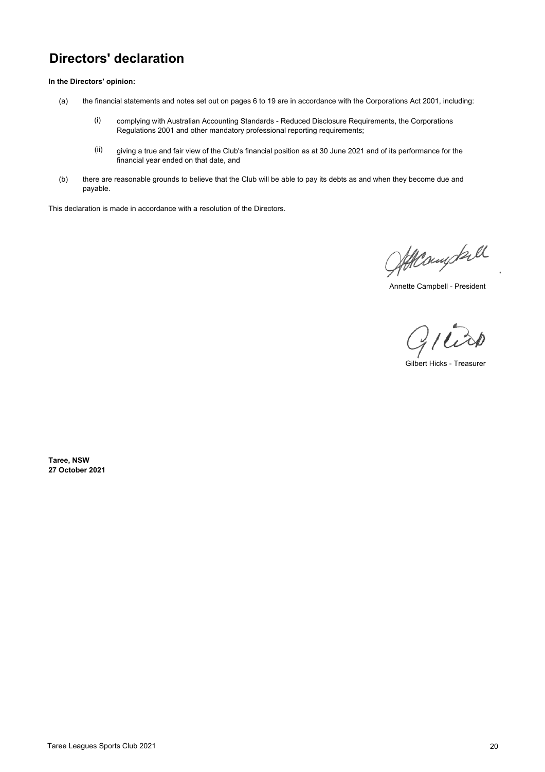# Directors' declaration

**In the Directors' opinion:**

(a) the financial statements and notes set out on pages 6 to 19 are in accordance with the Corporations Act 2001, including:

  (i) complying with Australian Accounting Standards - Reduced Disclosure Requirements, the Corporations Regulations 2001 and other mandatory professional reporting requirements;

  (ii) giving a true and fair view of the Club's financial position as at 30 June 2021 and of its performance for the financial year ended on that date, and

(b) there are reasonable grounds to believe that the Club will be able to pay its debts as and when they become due and payable.

This declaration is made in accordance with a resolution of the Directors.

Annette Campbell - President

Gilbert Hicks - Treasurer

**Taree, NSW**
**27 October 2021**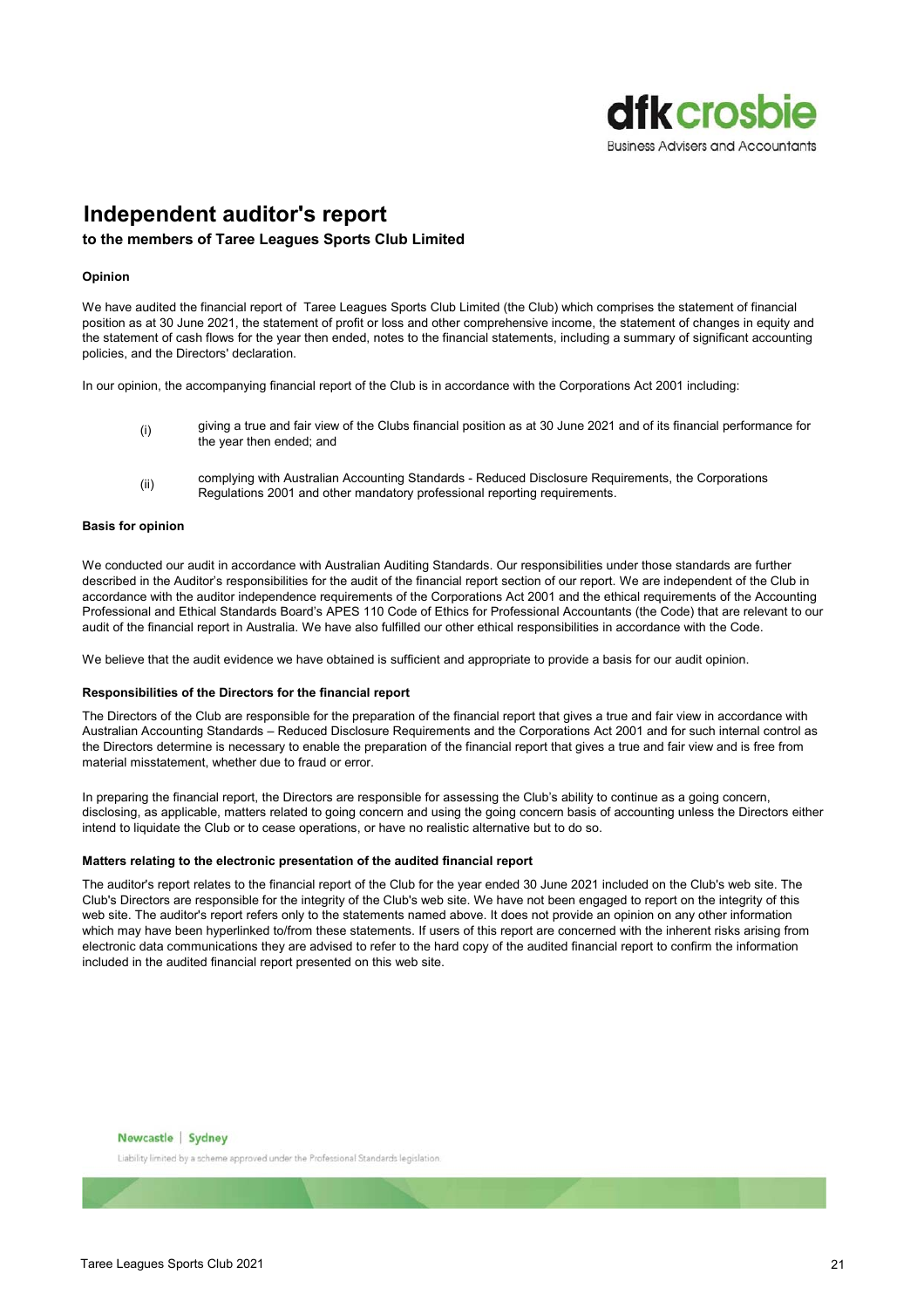dfk crosbie
Business Advisers and Accountants

# Independent auditor's report

## to the members of Taree Leagues Sports Club Limited

**Opinion**

We have audited the financial report of Taree Leagues Sports Club Limited (the Club) which comprises the statement of financial position as at 30 June 2021, the statement of profit or loss and other comprehensive income, the statement of changes in equity and the statement of cash flows for the year then ended, notes to the financial statements, including a summary of significant accounting policies, and the Directors' declaration.

In our opinion, the accompanying financial report of the Club is in accordance with the Corporations Act 2001 including:

(i) giving a true and fair view of the Clubs financial position as at 30 June 2021 and of its financial performance for the year then ended; and

(ii) complying with Australian Accounting Standards - Reduced Disclosure Requirements, the Corporations Regulations 2001 and other mandatory professional reporting requirements.

**Basis for opinion**

We conducted our audit in accordance with Australian Auditing Standards. Our responsibilities under those standards are further described in the Auditor's responsibilities for the audit of the financial report section of our report. We are independent of the Club in accordance with the auditor independence requirements of the Corporations Act 2001 and the ethical requirements of the Accounting Professional and Ethical Standards Board's APES 110 Code of Ethics for Professional Accountants (the Code) that are relevant to our audit of the financial report in Australia. We have also fulfilled our other ethical responsibilities in accordance with the Code.

We believe that the audit evidence we have obtained is sufficient and appropriate to provide a basis for our audit opinion.

**Responsibilities of the Directors for the financial report**

The Directors of the Club are responsible for the preparation of the financial report that gives a true and fair view in accordance with Australian Accounting Standards – Reduced Disclosure Requirements and the Corporations Act 2001 and for such internal control as the Directors determine is necessary to enable the preparation of the financial report that gives a true and fair view and is free from material misstatement, whether due to fraud or error.

In preparing the financial report, the Directors are responsible for assessing the Club's ability to continue as a going concern, disclosing, as applicable, matters related to going concern and using the going concern basis of accounting unless the Directors either intend to liquidate the Club or to cease operations, or have no realistic alternative but to do so.

**Matters relating to the electronic presentation of the audited financial report**

The auditor's report relates to the financial report of the Club for the year ended 30 June 2021 included on the Club's web site. The Club's Directors are responsible for the integrity of the Club's web site. We have not been engaged to report on the integrity of this web site. The auditor's report refers only to the statements named above. It does not provide an opinion on any other information which may have been hyperlinked to/from these statements. If users of this report are concerned with the inherent risks arising from electronic data communications they are advised to refer to the hard copy of the audited financial report to confirm the information included in the audited financial report presented on this web site.

Newcastle | Sydney

Liability limited by a scheme approved under the Professional Standards legislation.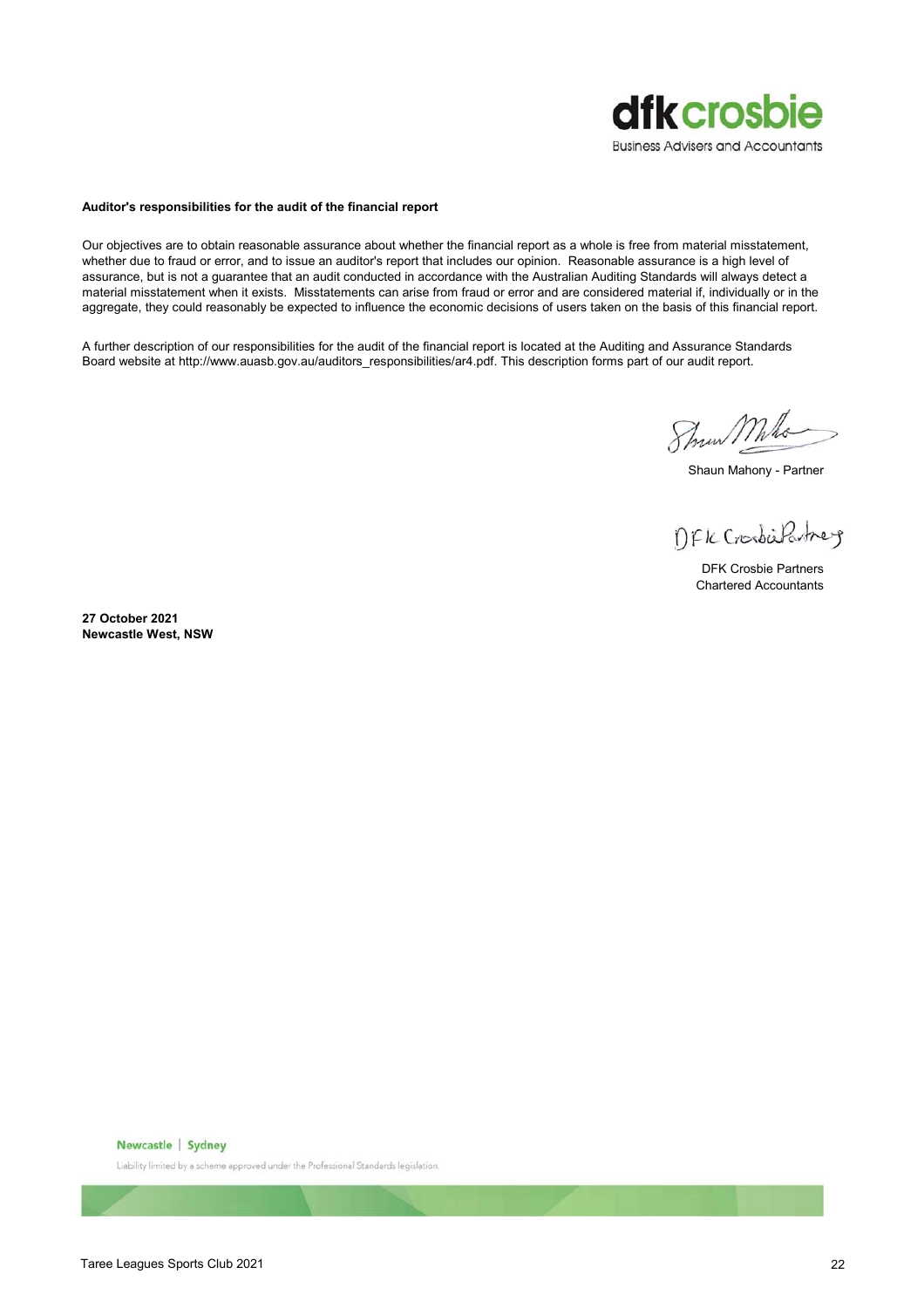**Auditor's responsibilities for the audit of the financial report**

Our objectives are to obtain reasonable assurance about whether the financial report as a whole is free from material misstatement, whether due to fraud or error, and to issue an auditor's report that includes our opinion. Reasonable assurance is a high level of assurance, but is not a guarantee that an audit conducted in accordance with the Australian Auditing Standards will always detect a material misstatement when it exists. Misstatements can arise from fraud or error and are considered material if, individually or in the aggregate, they could reasonably be expected to influence the economic decisions of users taken on the basis of this financial report.

A further description of our responsibilities for the audit of the financial report is located at the Auditing and Assurance Standards Board website at http://www.auasb.gov.au/auditors_responsibilities/ar4.pdf. This description forms part of our audit report.

Shaun Mahony - Partner

DFK Crosbie Partners
Chartered Accountants

**27 October 2021**
**Newcastle West, NSW**

Newcastle | Sydney

Liability limited by a scheme approved under the Professional Standards legislation.